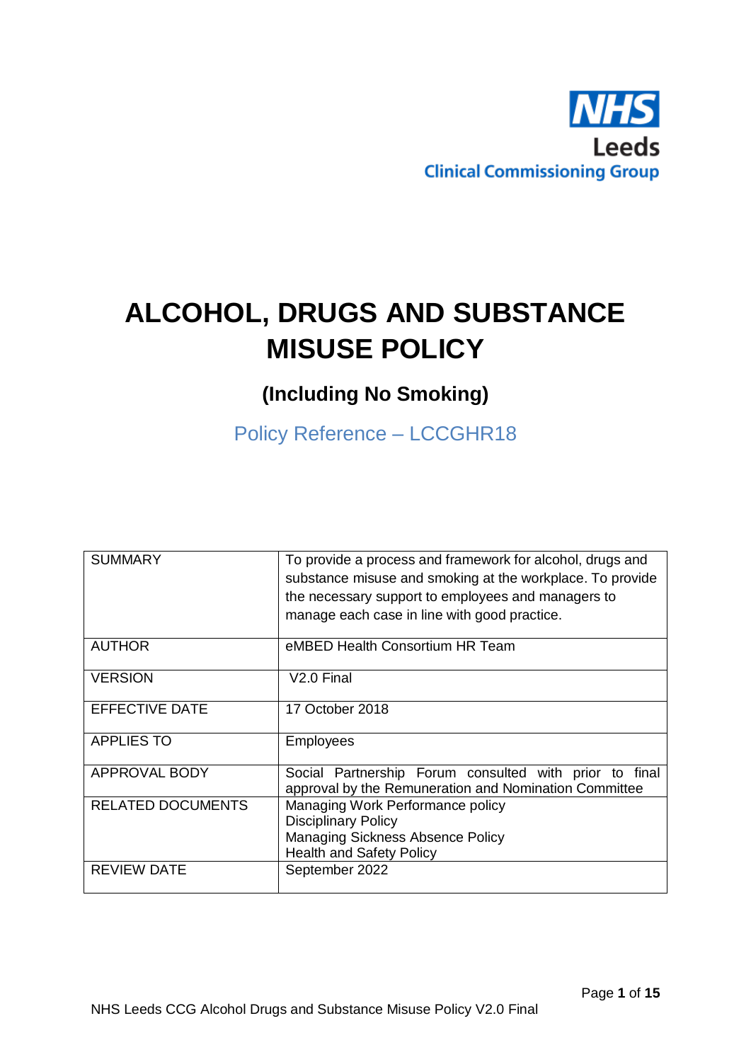NHS
Leeds
Clinical Commissioning Group

# ALCOHOL, DRUGS AND SUBSTANCE MISUSE POLICY

## (Including No Smoking)

Policy Reference – LCCGHR18

| | |
|---|---|
| SUMMARY | To provide a process and framework for alcohol, drugs and substance misuse and smoking at the workplace. To provide the necessary support to employees and managers to manage each case in line with good practice. |
| AUTHOR | eMBED Health Consortium HR Team |
| VERSION | V2.0 Final |
| EFFECTIVE DATE | 17 October 2018 |
| APPLIES TO | Employees |
| APPROVAL BODY | Social Partnership Forum consulted with prior to final approval by the Remuneration and Nomination Committee |
| RELATED DOCUMENTS | Managing Work Performance policy<br>Disciplinary Policy<br>Managing Sickness Absence Policy<br>Health and Safety Policy |
| REVIEW DATE | September 2022 |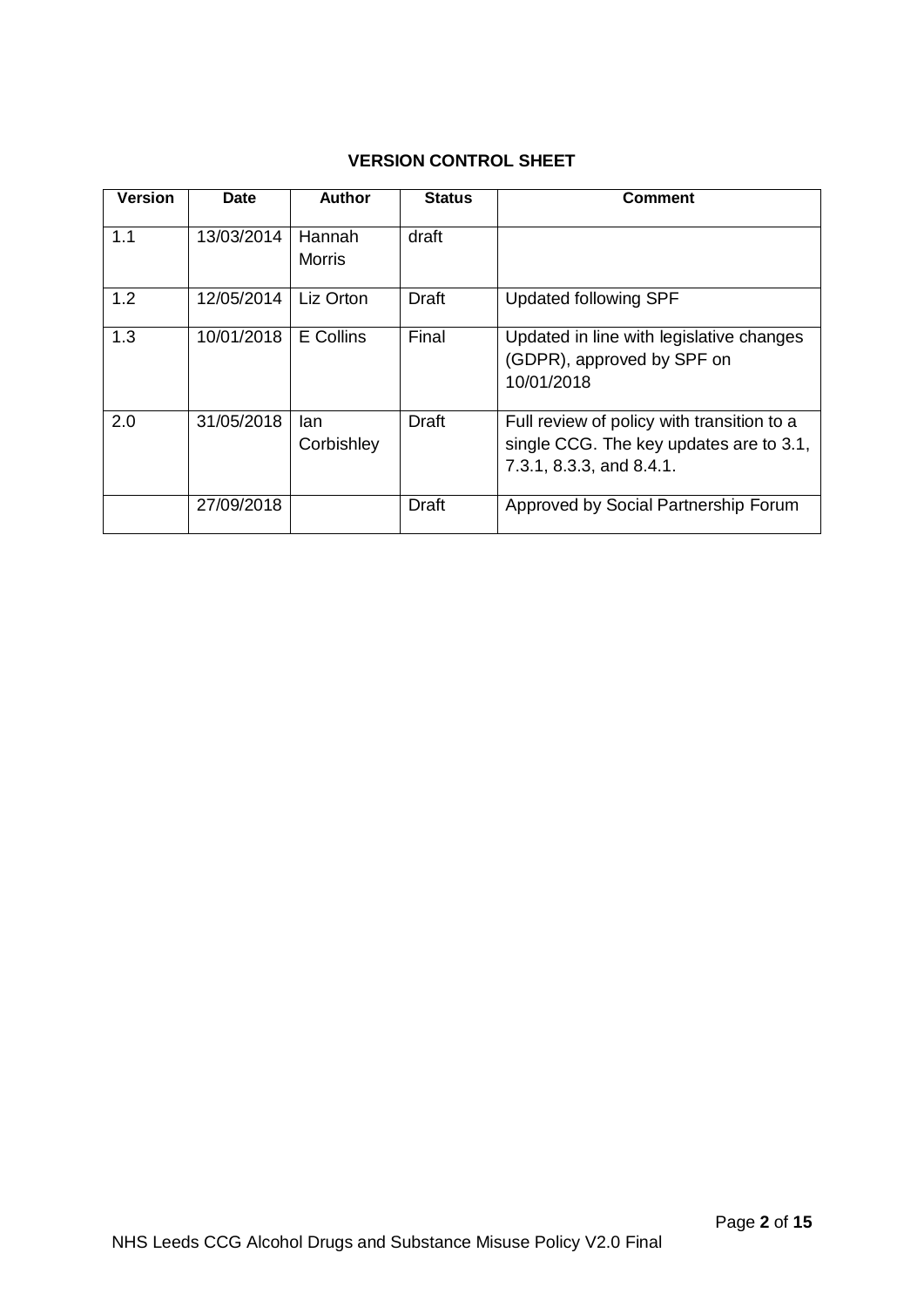**VERSION CONTROL SHEET**

| Version | Date | Author | Status | Comment |
|---|---|---|---|---|
| 1.1 | 13/03/2014 | Hannah Morris | draft | |
| 1.2 | 12/05/2014 | Liz Orton | Draft | Updated following SPF |
| 1.3 | 10/01/2018 | E Collins | Final | Updated in line with legislative changes (GDPR), approved by SPF on 10/01/2018 |
| 2.0 | 31/05/2018 | Ian Corbishley | Draft | Full review of policy with transition to a single CCG. The key updates are to 3.1, 7.3.1, 8.3.3, and 8.4.1. |
| | 27/09/2018 | | Draft | Approved by Social Partnership Forum |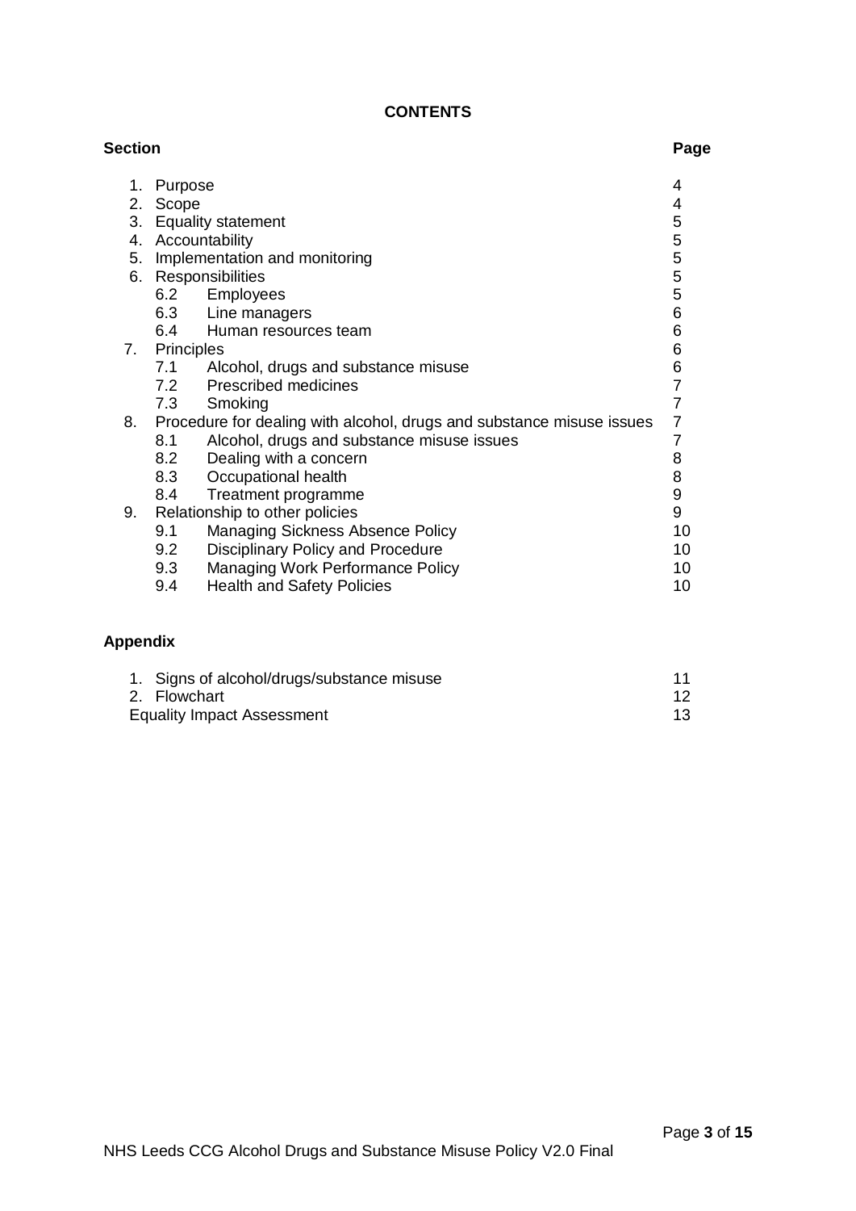**CONTENTS**

| Section | Page |
|---|---|
| 1. Purpose | 4 |
| 2. Scope | 4 |
| 3. Equality statement | 5 |
| 4. Accountability | 5 |
| 5. Implementation and monitoring | 5 |
| 6. Responsibilities | 5 |
| 6.2 Employees | 5 |
| 6.3 Line managers | 6 |
| 6.4 Human resources team | 6 |
| 7. Principles | 6 |
| 7.1 Alcohol, drugs and substance misuse | 6 |
| 7.2 Prescribed medicines | 7 |
| 7.3 Smoking | 7 |
| 8. Procedure for dealing with alcohol, drugs and substance misuse issues | 7 |
| 8.1 Alcohol, drugs and substance misuse issues | 7 |
| 8.2 Dealing with a concern | 8 |
| 8.3 Occupational health | 8 |
| 8.4 Treatment programme | 9 |
| 9. Relationship to other policies | 9 |
| 9.1 Managing Sickness Absence Policy | 10 |
| 9.2 Disciplinary Policy and Procedure | 10 |
| 9.3 Managing Work Performance Policy | 10 |
| 9.4 Health and Safety Policies | 10 |

**Appendix**

| | |
|---|---|
| 1. Signs of alcohol/drugs/substance misuse | 11 |
| 2. Flowchart | 12 |
| Equality Impact Assessment | 13 |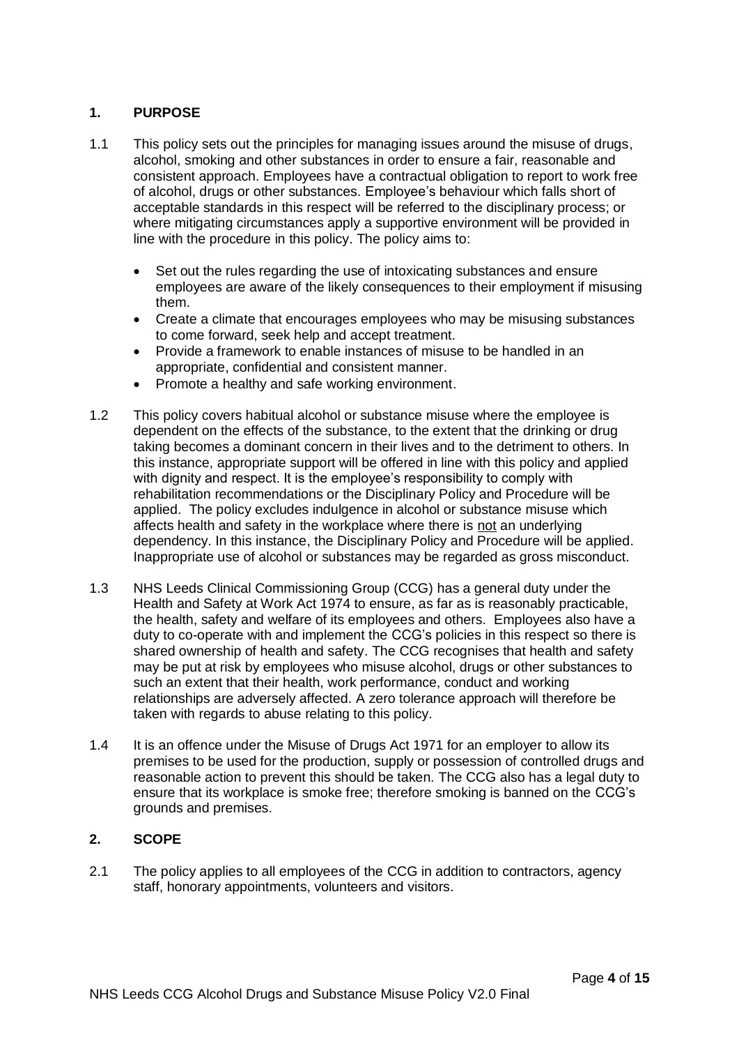## 1. PURPOSE

1.1 This policy sets out the principles for managing issues around the misuse of drugs, alcohol, smoking and other substances in order to ensure a fair, reasonable and consistent approach. Employees have a contractual obligation to report to work free of alcohol, drugs or other substances. Employee's behaviour which falls short of acceptable standards in this respect will be referred to the disciplinary process; or where mitigating circumstances apply a supportive environment will be provided in line with the procedure in this policy. The policy aims to:

- Set out the rules regarding the use of intoxicating substances and ensure employees are aware of the likely consequences to their employment if misusing them.
- Create a climate that encourages employees who may be misusing substances to come forward, seek help and accept treatment.
- Provide a framework to enable instances of misuse to be handled in an appropriate, confidential and consistent manner.
- Promote a healthy and safe working environment.

1.2 This policy covers habitual alcohol or substance misuse where the employee is dependent on the effects of the substance, to the extent that the drinking or drug taking becomes a dominant concern in their lives and to the detriment to others. In this instance, appropriate support will be offered in line with this policy and applied with dignity and respect. It is the employee's responsibility to comply with rehabilitation recommendations or the Disciplinary Policy and Procedure will be applied. The policy excludes indulgence in alcohol or substance misuse which affects health and safety in the workplace where there is <u>not</u> an underlying dependency. In this instance, the Disciplinary Policy and Procedure will be applied. Inappropriate use of alcohol or substances may be regarded as gross misconduct.

1.3 NHS Leeds Clinical Commissioning Group (CCG) has a general duty under the Health and Safety at Work Act 1974 to ensure, as far as is reasonably practicable, the health, safety and welfare of its employees and others. Employees also have a duty to co-operate with and implement the CCG's policies in this respect so there is shared ownership of health and safety. The CCG recognises that health and safety may be put at risk by employees who misuse alcohol, drugs or other substances to such an extent that their health, work performance, conduct and working relationships are adversely affected. A zero tolerance approach will therefore be taken with regards to abuse relating to this policy.

1.4 It is an offence under the Misuse of Drugs Act 1971 for an employer to allow its premises to be used for the production, supply or possession of controlled drugs and reasonable action to prevent this should be taken. The CCG also has a legal duty to ensure that its workplace is smoke free; therefore smoking is banned on the CCG's grounds and premises.

## 2. SCOPE

2.1 The policy applies to all employees of the CCG in addition to contractors, agency staff, honorary appointments, volunteers and visitors.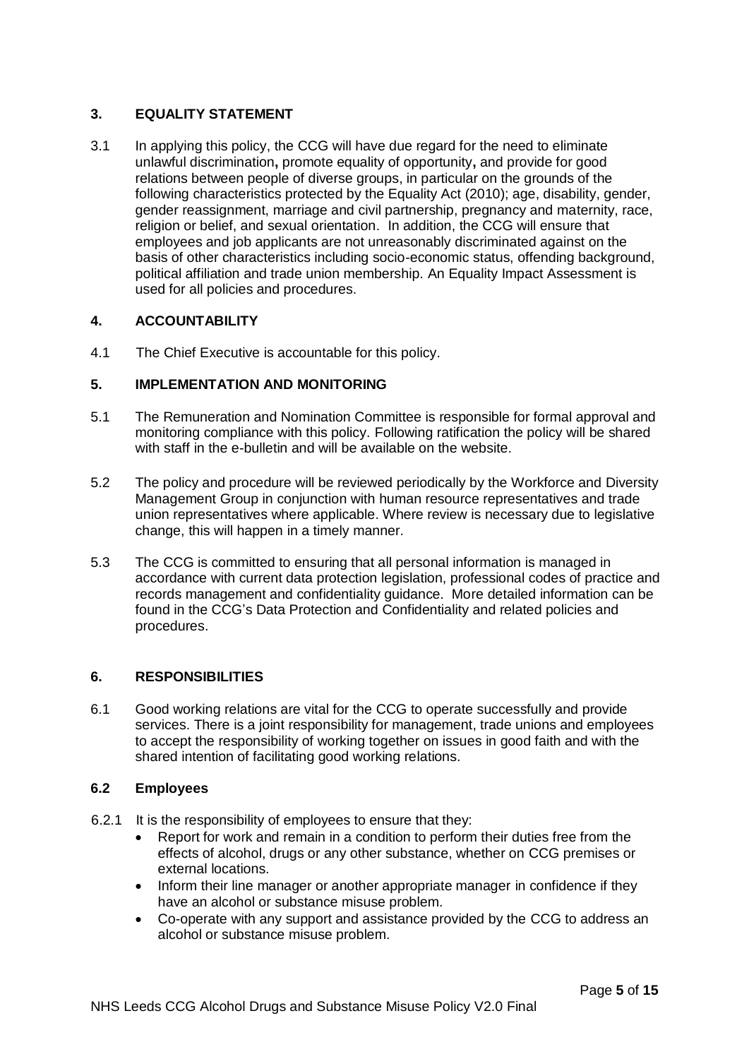## 3. EQUALITY STATEMENT

3.1 In applying this policy, the CCG will have due regard for the need to eliminate unlawful discrimination**,** promote equality of opportunity**,** and provide for good relations between people of diverse groups, in particular on the grounds of the following characteristics protected by the Equality Act (2010); age, disability, gender, gender reassignment, marriage and civil partnership, pregnancy and maternity, race, religion or belief, and sexual orientation. In addition, the CCG will ensure that employees and job applicants are not unreasonably discriminated against on the basis of other characteristics including socio-economic status, offending background, political affiliation and trade union membership. An Equality Impact Assessment is used for all policies and procedures.

## 4. ACCOUNTABILITY

4.1 The Chief Executive is accountable for this policy.

## 5. IMPLEMENTATION AND MONITORING

5.1 The Remuneration and Nomination Committee is responsible for formal approval and monitoring compliance with this policy. Following ratification the policy will be shared with staff in the e-bulletin and will be available on the website.

5.2 The policy and procedure will be reviewed periodically by the Workforce and Diversity Management Group in conjunction with human resource representatives and trade union representatives where applicable. Where review is necessary due to legislative change, this will happen in a timely manner.

5.3 The CCG is committed to ensuring that all personal information is managed in accordance with current data protection legislation, professional codes of practice and records management and confidentiality guidance. More detailed information can be found in the CCG's Data Protection and Confidentiality and related policies and procedures.

## 6. RESPONSIBILITIES

6.1 Good working relations are vital for the CCG to operate successfully and provide services. There is a joint responsibility for management, trade unions and employees to accept the responsibility of working together on issues in good faith and with the shared intention of facilitating good working relations.

### 6.2 Employees

6.2.1 It is the responsibility of employees to ensure that they:

- Report for work and remain in a condition to perform their duties free from the effects of alcohol, drugs or any other substance, whether on CCG premises or external locations.
- Inform their line manager or another appropriate manager in confidence if they have an alcohol or substance misuse problem.
- Co-operate with any support and assistance provided by the CCG to address an alcohol or substance misuse problem.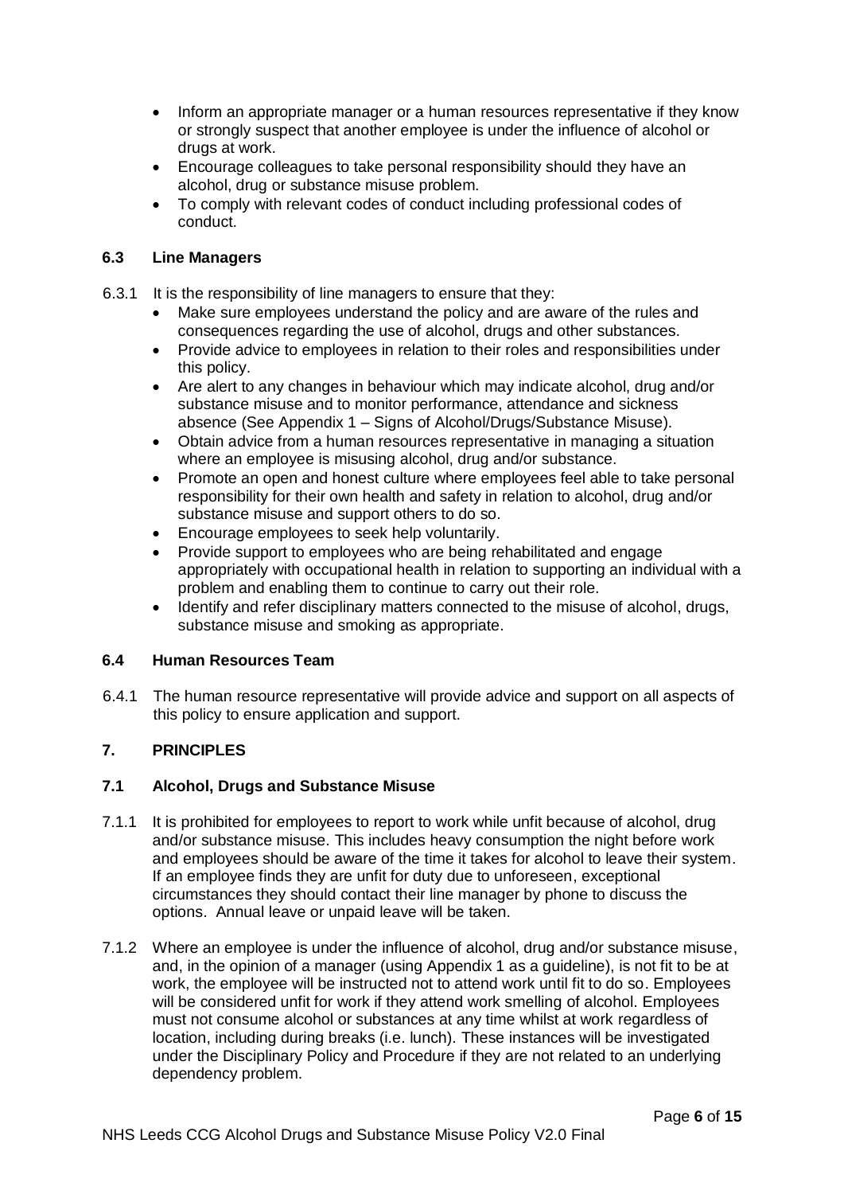- Inform an appropriate manager or a human resources representative if they know or strongly suspect that another employee is under the influence of alcohol or drugs at work.
- Encourage colleagues to take personal responsibility should they have an alcohol, drug or substance misuse problem.
- To comply with relevant codes of conduct including professional codes of conduct.

### 6.3 Line Managers

6.3.1 It is the responsibility of line managers to ensure that they:

- Make sure employees understand the policy and are aware of the rules and consequences regarding the use of alcohol, drugs and other substances.
- Provide advice to employees in relation to their roles and responsibilities under this policy.
- Are alert to any changes in behaviour which may indicate alcohol, drug and/or substance misuse and to monitor performance, attendance and sickness absence (See Appendix 1 – Signs of Alcohol/Drugs/Substance Misuse).
- Obtain advice from a human resources representative in managing a situation where an employee is misusing alcohol, drug and/or substance.
- Promote an open and honest culture where employees feel able to take personal responsibility for their own health and safety in relation to alcohol, drug and/or substance misuse and support others to do so.
- Encourage employees to seek help voluntarily.
- Provide support to employees who are being rehabilitated and engage appropriately with occupational health in relation to supporting an individual with a problem and enabling them to continue to carry out their role.
- Identify and refer disciplinary matters connected to the misuse of alcohol, drugs, substance misuse and smoking as appropriate.

### 6.4 Human Resources Team

6.4.1 The human resource representative will provide advice and support on all aspects of this policy to ensure application and support.

## 7. PRINCIPLES

### 7.1 Alcohol, Drugs and Substance Misuse

7.1.1 It is prohibited for employees to report to work while unfit because of alcohol, drug and/or substance misuse. This includes heavy consumption the night before work and employees should be aware of the time it takes for alcohol to leave their system. If an employee finds they are unfit for duty due to unforeseen, exceptional circumstances they should contact their line manager by phone to discuss the options. Annual leave or unpaid leave will be taken.

7.1.2 Where an employee is under the influence of alcohol, drug and/or substance misuse, and, in the opinion of a manager (using Appendix 1 as a guideline), is not fit to be at work, the employee will be instructed not to attend work until fit to do so. Employees will be considered unfit for work if they attend work smelling of alcohol. Employees must not consume alcohol or substances at any time whilst at work regardless of location, including during breaks (i.e. lunch). These instances will be investigated under the Disciplinary Policy and Procedure if they are not related to an underlying dependency problem.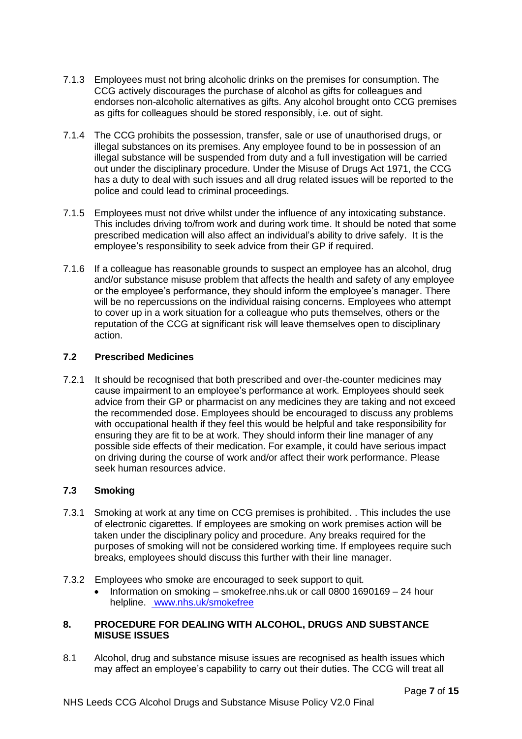7.1.3 Employees must not bring alcoholic drinks on the premises for consumption. The CCG actively discourages the purchase of alcohol as gifts for colleagues and endorses non-alcoholic alternatives as gifts. Any alcohol brought onto CCG premises as gifts for colleagues should be stored responsibly, i.e. out of sight.

7.1.4 The CCG prohibits the possession, transfer, sale or use of unauthorised drugs, or illegal substances on its premises. Any employee found to be in possession of an illegal substance will be suspended from duty and a full investigation will be carried out under the disciplinary procedure. Under the Misuse of Drugs Act 1971, the CCG has a duty to deal with such issues and all drug related issues will be reported to the police and could lead to criminal proceedings.

7.1.5 Employees must not drive whilst under the influence of any intoxicating substance. This includes driving to/from work and during work time. It should be noted that some prescribed medication will also affect an individual's ability to drive safely. It is the employee's responsibility to seek advice from their GP if required.

7.1.6 If a colleague has reasonable grounds to suspect an employee has an alcohol, drug and/or substance misuse problem that affects the health and safety of any employee or the employee's performance, they should inform the employee's manager. There will be no repercussions on the individual raising concerns. Employees who attempt to cover up in a work situation for a colleague who puts themselves, others or the reputation of the CCG at significant risk will leave themselves open to disciplinary action.

### 7.2 Prescribed Medicines

7.2.1 It should be recognised that both prescribed and over-the-counter medicines may cause impairment to an employee's performance at work. Employees should seek advice from their GP or pharmacist on any medicines they are taking and not exceed the recommended dose. Employees should be encouraged to discuss any problems with occupational health if they feel this would be helpful and take responsibility for ensuring they are fit to be at work. They should inform their line manager of any possible side effects of their medication. For example, it could have serious impact on driving during the course of work and/or affect their work performance. Please seek human resources advice.

### 7.3 Smoking

7.3.1 Smoking at work at any time on CCG premises is prohibited. . This includes the use of electronic cigarettes. If employees are smoking on work premises action will be taken under the disciplinary policy and procedure. Any breaks required for the purposes of smoking will not be considered working time. If employees require such breaks, employees should discuss this further with their line manager.

7.3.2 Employees who smoke are encouraged to seek support to quit.

- Information on smoking – smokefree.nhs.uk or call 0800 1690169 – 24 hour helpline. [www.nhs.uk/smokefree](www.nhs.uk/smokefree)

## 8. PROCEDURE FOR DEALING WITH ALCOHOL, DRUGS AND SUBSTANCE MISUSE ISSUES

8.1 Alcohol, drug and substance misuse issues are recognised as health issues which may affect an employee's capability to carry out their duties. The CCG will treat all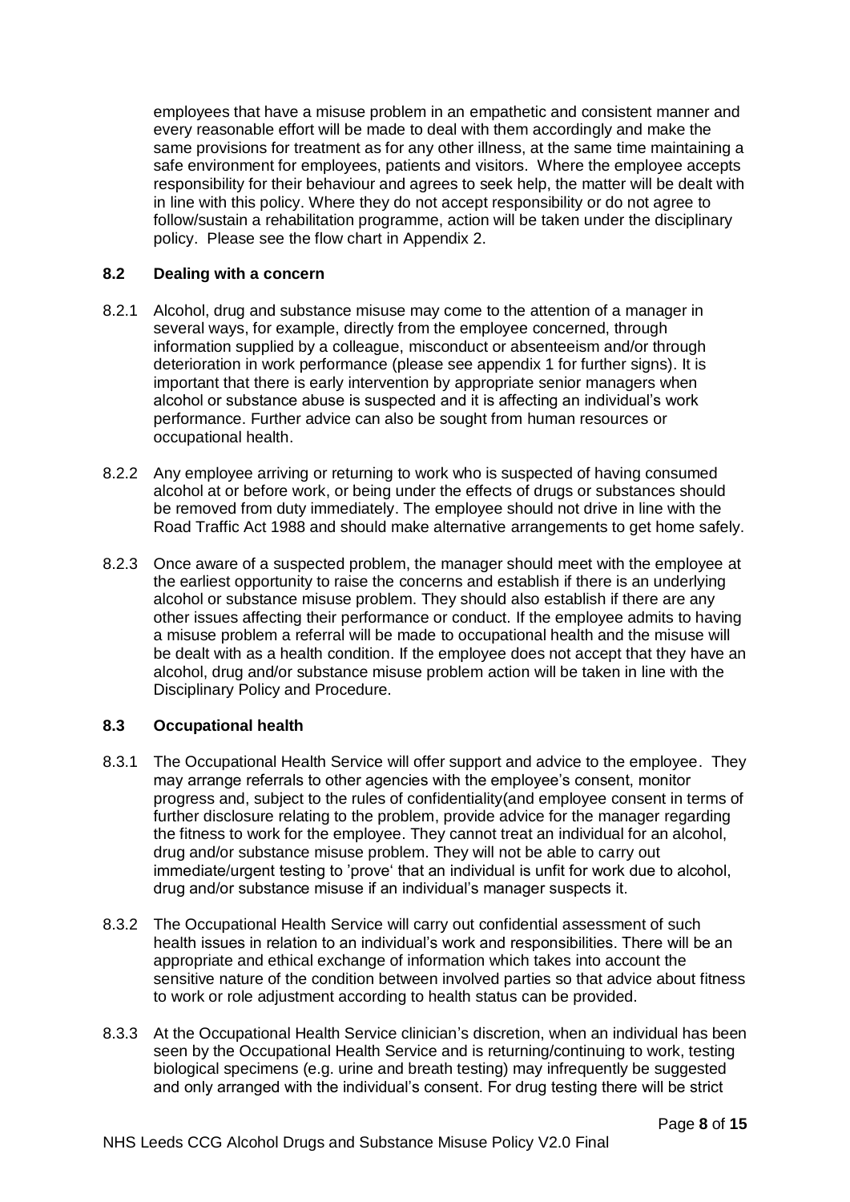employees that have a misuse problem in an empathetic and consistent manner and every reasonable effort will be made to deal with them accordingly and make the same provisions for treatment as for any other illness, at the same time maintaining a safe environment for employees, patients and visitors. Where the employee accepts responsibility for their behaviour and agrees to seek help, the matter will be dealt with in line with this policy. Where they do not accept responsibility or do not agree to follow/sustain a rehabilitation programme, action will be taken under the disciplinary policy. Please see the flow chart in Appendix 2.

### 8.2 Dealing with a concern

8.2.1 Alcohol, drug and substance misuse may come to the attention of a manager in several ways, for example, directly from the employee concerned, through information supplied by a colleague, misconduct or absenteeism and/or through deterioration in work performance (please see appendix 1 for further signs). It is important that there is early intervention by appropriate senior managers when alcohol or substance abuse is suspected and it is affecting an individual's work performance. Further advice can also be sought from human resources or occupational health.

8.2.2 Any employee arriving or returning to work who is suspected of having consumed alcohol at or before work, or being under the effects of drugs or substances should be removed from duty immediately. The employee should not drive in line with the Road Traffic Act 1988 and should make alternative arrangements to get home safely.

8.2.3 Once aware of a suspected problem, the manager should meet with the employee at the earliest opportunity to raise the concerns and establish if there is an underlying alcohol or substance misuse problem. They should also establish if there are any other issues affecting their performance or conduct. If the employee admits to having a misuse problem a referral will be made to occupational health and the misuse will be dealt with as a health condition. If the employee does not accept that they have an alcohol, drug and/or substance misuse problem action will be taken in line with the Disciplinary Policy and Procedure.

### 8.3 Occupational health

8.3.1 The Occupational Health Service will offer support and advice to the employee. They may arrange referrals to other agencies with the employee's consent, monitor progress and, subject to the rules of confidentiality(and employee consent in terms of further disclosure relating to the problem, provide advice for the manager regarding the fitness to work for the employee. They cannot treat an individual for an alcohol, drug and/or substance misuse problem. They will not be able to carry out immediate/urgent testing to 'prove' that an individual is unfit for work due to alcohol, drug and/or substance misuse if an individual's manager suspects it.

8.3.2 The Occupational Health Service will carry out confidential assessment of such health issues in relation to an individual's work and responsibilities. There will be an appropriate and ethical exchange of information which takes into account the sensitive nature of the condition between involved parties so that advice about fitness to work or role adjustment according to health status can be provided.

8.3.3 At the Occupational Health Service clinician's discretion, when an individual has been seen by the Occupational Health Service and is returning/continuing to work, testing biological specimens (e.g. urine and breath testing) may infrequently be suggested and only arranged with the individual's consent. For drug testing there will be strict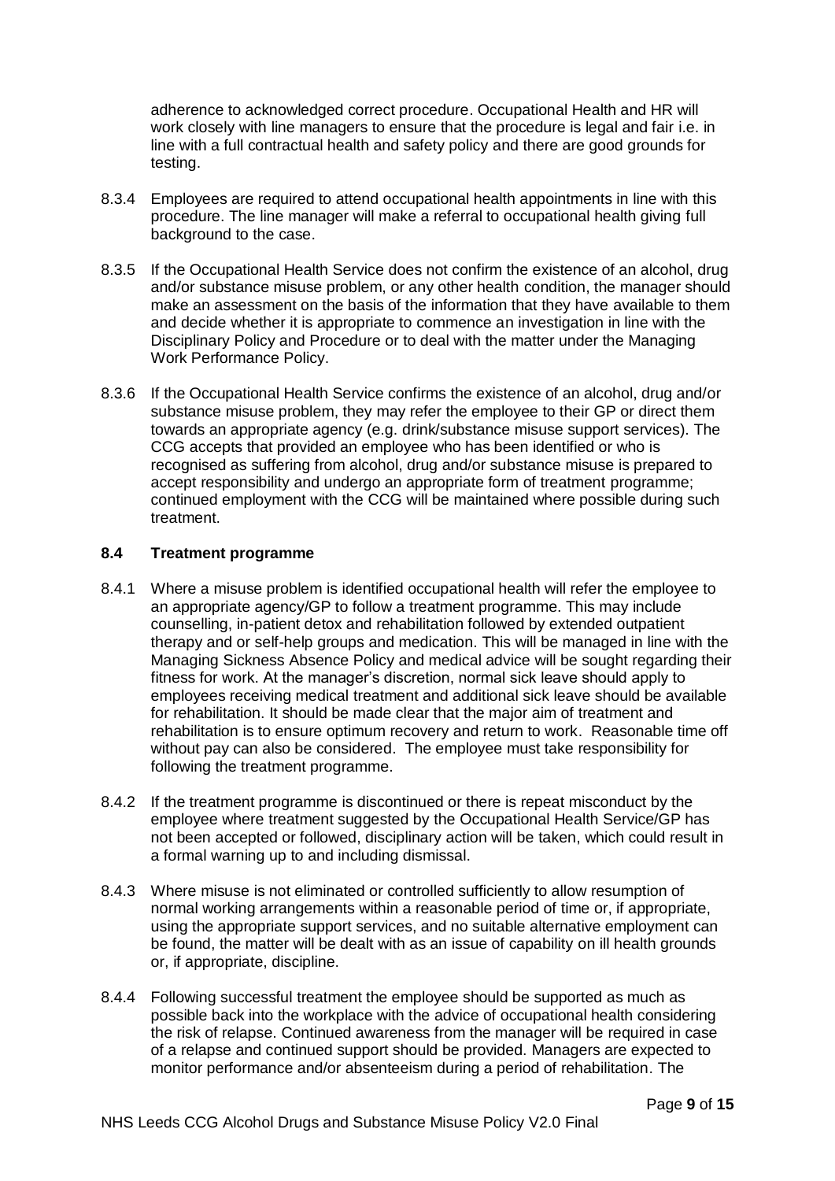adherence to acknowledged correct procedure. Occupational Health and HR will work closely with line managers to ensure that the procedure is legal and fair i.e. in line with a full contractual health and safety policy and there are good grounds for testing.

8.3.4 Employees are required to attend occupational health appointments in line with this procedure. The line manager will make a referral to occupational health giving full background to the case.

8.3.5 If the Occupational Health Service does not confirm the existence of an alcohol, drug and/or substance misuse problem, or any other health condition, the manager should make an assessment on the basis of the information that they have available to them and decide whether it is appropriate to commence an investigation in line with the Disciplinary Policy and Procedure or to deal with the matter under the Managing Work Performance Policy.

8.3.6 If the Occupational Health Service confirms the existence of an alcohol, drug and/or substance misuse problem, they may refer the employee to their GP or direct them towards an appropriate agency (e.g. drink/substance misuse support services). The CCG accepts that provided an employee who has been identified or who is recognised as suffering from alcohol, drug and/or substance misuse is prepared to accept responsibility and undergo an appropriate form of treatment programme; continued employment with the CCG will be maintained where possible during such treatment.

### 8.4 Treatment programme

8.4.1 Where a misuse problem is identified occupational health will refer the employee to an appropriate agency/GP to follow a treatment programme. This may include counselling, in-patient detox and rehabilitation followed by extended outpatient therapy and or self-help groups and medication. This will be managed in line with the Managing Sickness Absence Policy and medical advice will be sought regarding their fitness for work. At the manager's discretion, normal sick leave should apply to employees receiving medical treatment and additional sick leave should be available for rehabilitation. It should be made clear that the major aim of treatment and rehabilitation is to ensure optimum recovery and return to work. Reasonable time off without pay can also be considered. The employee must take responsibility for following the treatment programme.

8.4.2 If the treatment programme is discontinued or there is repeat misconduct by the employee where treatment suggested by the Occupational Health Service/GP has not been accepted or followed, disciplinary action will be taken, which could result in a formal warning up to and including dismissal.

8.4.3 Where misuse is not eliminated or controlled sufficiently to allow resumption of normal working arrangements within a reasonable period of time or, if appropriate, using the appropriate support services, and no suitable alternative employment can be found, the matter will be dealt with as an issue of capability on ill health grounds or, if appropriate, discipline.

8.4.4 Following successful treatment the employee should be supported as much as possible back into the workplace with the advice of occupational health considering the risk of relapse. Continued awareness from the manager will be required in case of a relapse and continued support should be provided. Managers are expected to monitor performance and/or absenteeism during a period of rehabilitation. The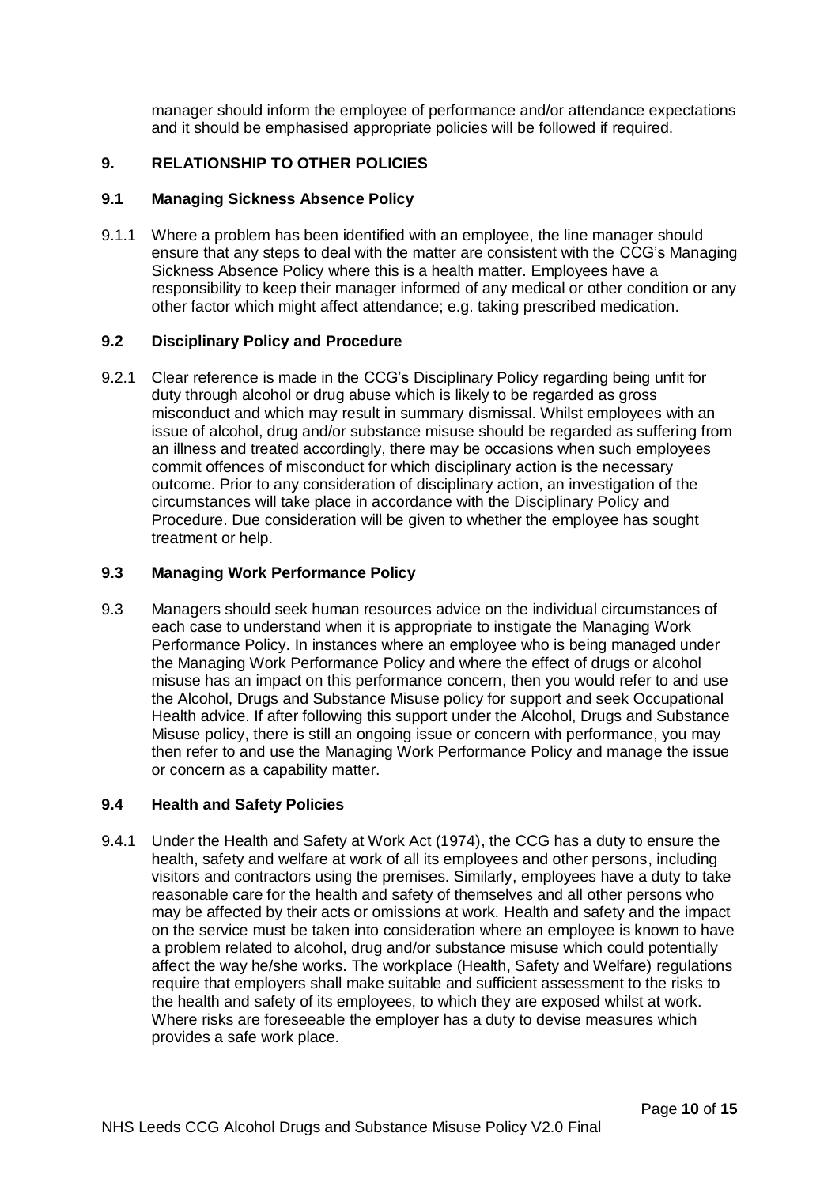manager should inform the employee of performance and/or attendance expectations and it should be emphasised appropriate policies will be followed if required.

## 9. RELATIONSHIP TO OTHER POLICIES

### 9.1 Managing Sickness Absence Policy

9.1.1 Where a problem has been identified with an employee, the line manager should ensure that any steps to deal with the matter are consistent with the CCG's Managing Sickness Absence Policy where this is a health matter. Employees have a responsibility to keep their manager informed of any medical or other condition or any other factor which might affect attendance; e.g. taking prescribed medication.

### 9.2 Disciplinary Policy and Procedure

9.2.1 Clear reference is made in the CCG's Disciplinary Policy regarding being unfit for duty through alcohol or drug abuse which is likely to be regarded as gross misconduct and which may result in summary dismissal. Whilst employees with an issue of alcohol, drug and/or substance misuse should be regarded as suffering from an illness and treated accordingly, there may be occasions when such employees commit offences of misconduct for which disciplinary action is the necessary outcome. Prior to any consideration of disciplinary action, an investigation of the circumstances will take place in accordance with the Disciplinary Policy and Procedure. Due consideration will be given to whether the employee has sought treatment or help.

### 9.3 Managing Work Performance Policy

9.3 Managers should seek human resources advice on the individual circumstances of each case to understand when it is appropriate to instigate the Managing Work Performance Policy. In instances where an employee who is being managed under the Managing Work Performance Policy and where the effect of drugs or alcohol misuse has an impact on this performance concern, then you would refer to and use the Alcohol, Drugs and Substance Misuse policy for support and seek Occupational Health advice. If after following this support under the Alcohol, Drugs and Substance Misuse policy, there is still an ongoing issue or concern with performance, you may then refer to and use the Managing Work Performance Policy and manage the issue or concern as a capability matter.

### 9.4 Health and Safety Policies

9.4.1 Under the Health and Safety at Work Act (1974), the CCG has a duty to ensure the health, safety and welfare at work of all its employees and other persons, including visitors and contractors using the premises. Similarly, employees have a duty to take reasonable care for the health and safety of themselves and all other persons who may be affected by their acts or omissions at work. Health and safety and the impact on the service must be taken into consideration where an employee is known to have a problem related to alcohol, drug and/or substance misuse which could potentially affect the way he/she works. The workplace (Health, Safety and Welfare) regulations require that employers shall make suitable and sufficient assessment to the risks to the health and safety of its employees, to which they are exposed whilst at work. Where risks are foreseeable the employer has a duty to devise measures which provides a safe work place.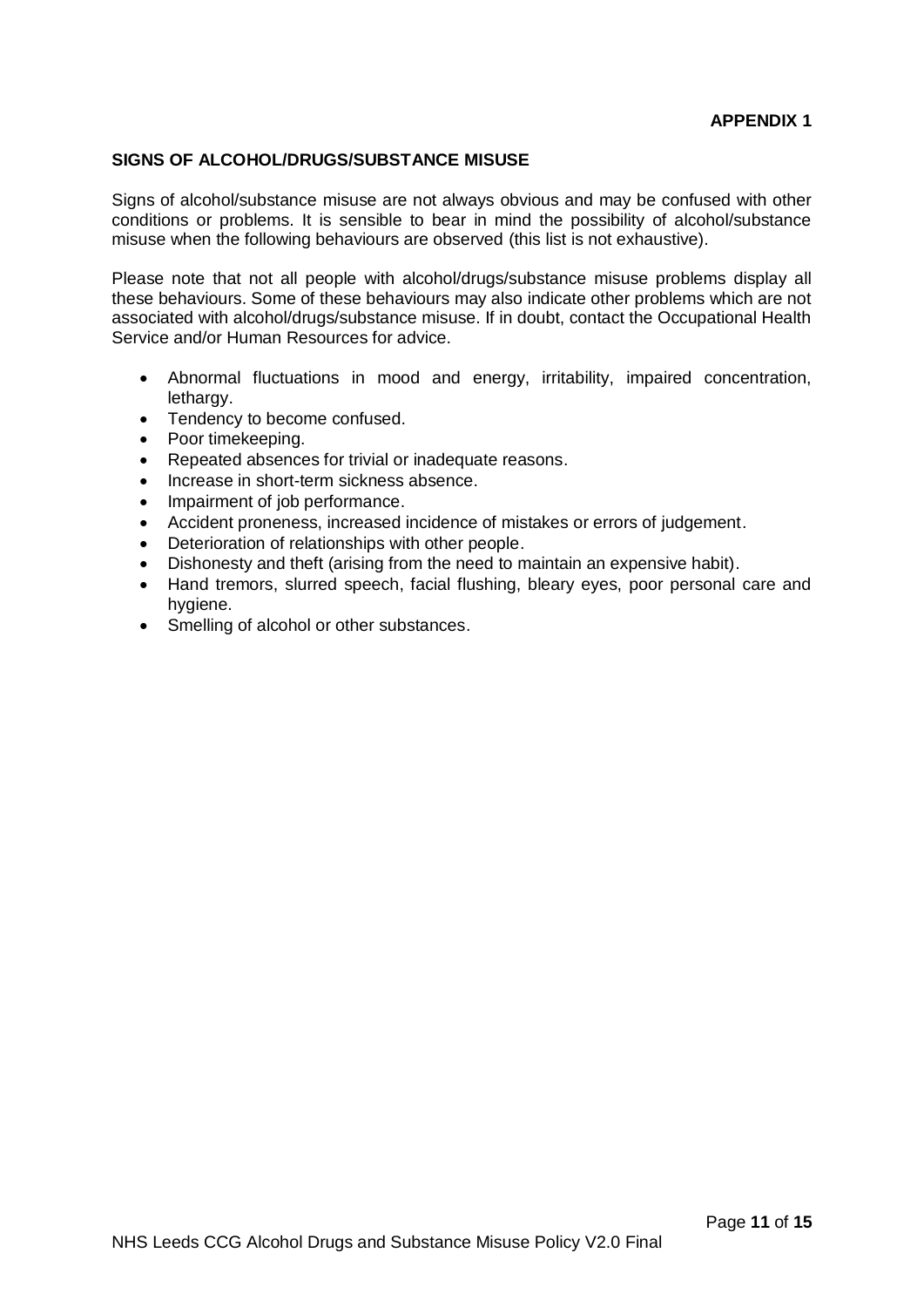**APPENDIX 1**

## SIGNS OF ALCOHOL/DRUGS/SUBSTANCE MISUSE

Signs of alcohol/substance misuse are not always obvious and may be confused with other conditions or problems. It is sensible to bear in mind the possibility of alcohol/substance misuse when the following behaviours are observed (this list is not exhaustive).

Please note that not all people with alcohol/drugs/substance misuse problems display all these behaviours. Some of these behaviours may also indicate other problems which are not associated with alcohol/drugs/substance misuse. If in doubt, contact the Occupational Health Service and/or Human Resources for advice.

- Abnormal fluctuations in mood and energy, irritability, impaired concentration, lethargy.
- Tendency to become confused.
- Poor timekeeping.
- Repeated absences for trivial or inadequate reasons.
- Increase in short-term sickness absence.
- Impairment of job performance.
- Accident proneness, increased incidence of mistakes or errors of judgement.
- Deterioration of relationships with other people.
- Dishonesty and theft (arising from the need to maintain an expensive habit).
- Hand tremors, slurred speech, facial flushing, bleary eyes, poor personal care and hygiene.
- Smelling of alcohol or other substances.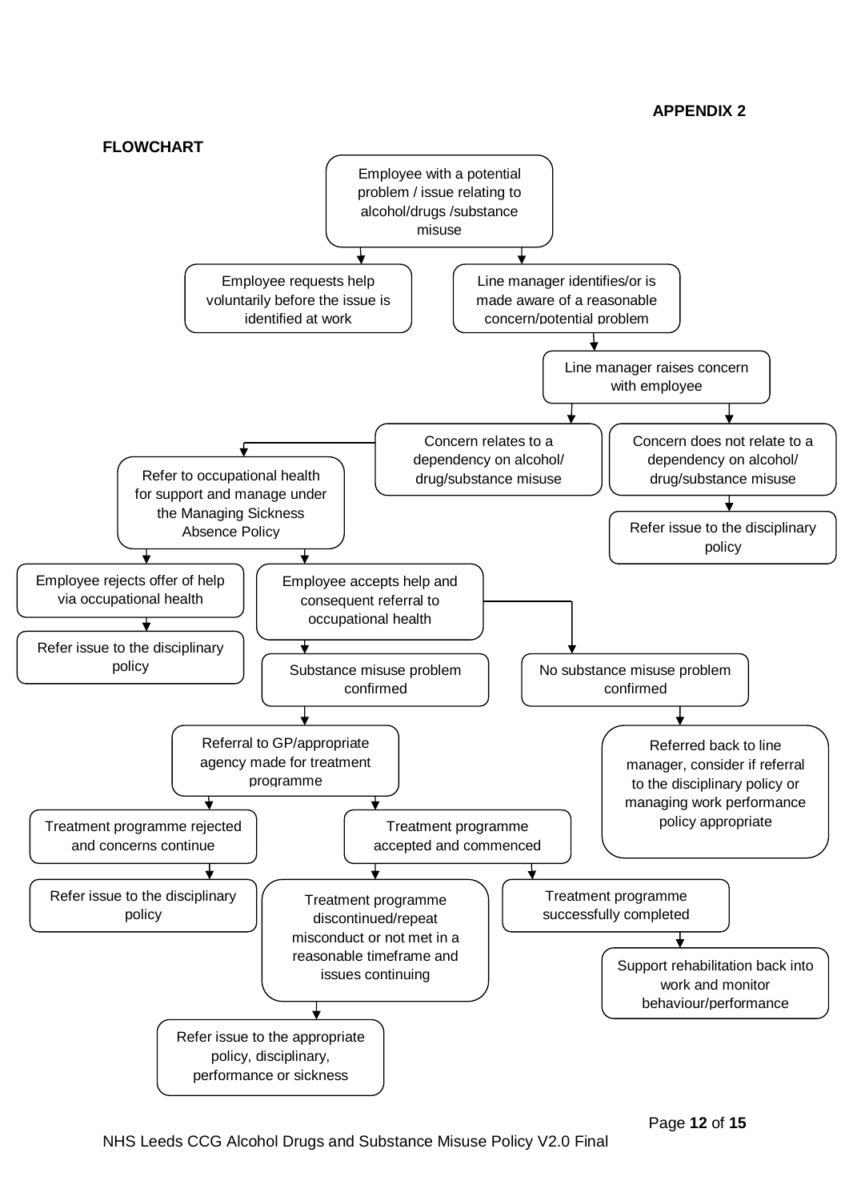**APPENDIX 2**

**FLOWCHART**

- Employee with a potential problem / issue relating to alcohol/drugs /substance misuse
  - Employee requests help voluntarily before the issue is identified at work
  - Line manager identifies/or is made aware of a reasonable concern/potential problem
    - Line manager raises concern with employee
      - Concern relates to a dependency on alcohol/ drug/substance misuse
        - Refer to occupational health for support and manage under the Managing Sickness Absence Policy
          - Employee rejects offer of help via occupational health
            - Refer issue to the disciplinary policy
          - Employee accepts help and consequent referral to occupational health
            - Substance misuse problem confirmed
              - Referral to GP/appropriate agency made for treatment programme
                - Treatment programme rejected and concerns continue
                  - Refer issue to the disciplinary policy
                - Treatment programme accepted and commenced
                  - Treatment programme discontinued/repeat misconduct or not met in a reasonable timeframe and issues continuing
                    - Refer issue to the appropriate policy, disciplinary, performance or sickness
                  - Treatment programme successfully completed
                    - Support rehabilitation back into work and monitor behaviour/performance
            - No substance misuse problem confirmed
              - Referred back to line manager, consider if referral to the disciplinary policy or managing work performance policy appropriate
      - Concern does not relate to a dependency on alcohol/ drug/substance misuse
        - Refer issue to the disciplinary policy

NHS Leeds CCG Alcohol Drugs and Substance Misuse Policy V2.0 Final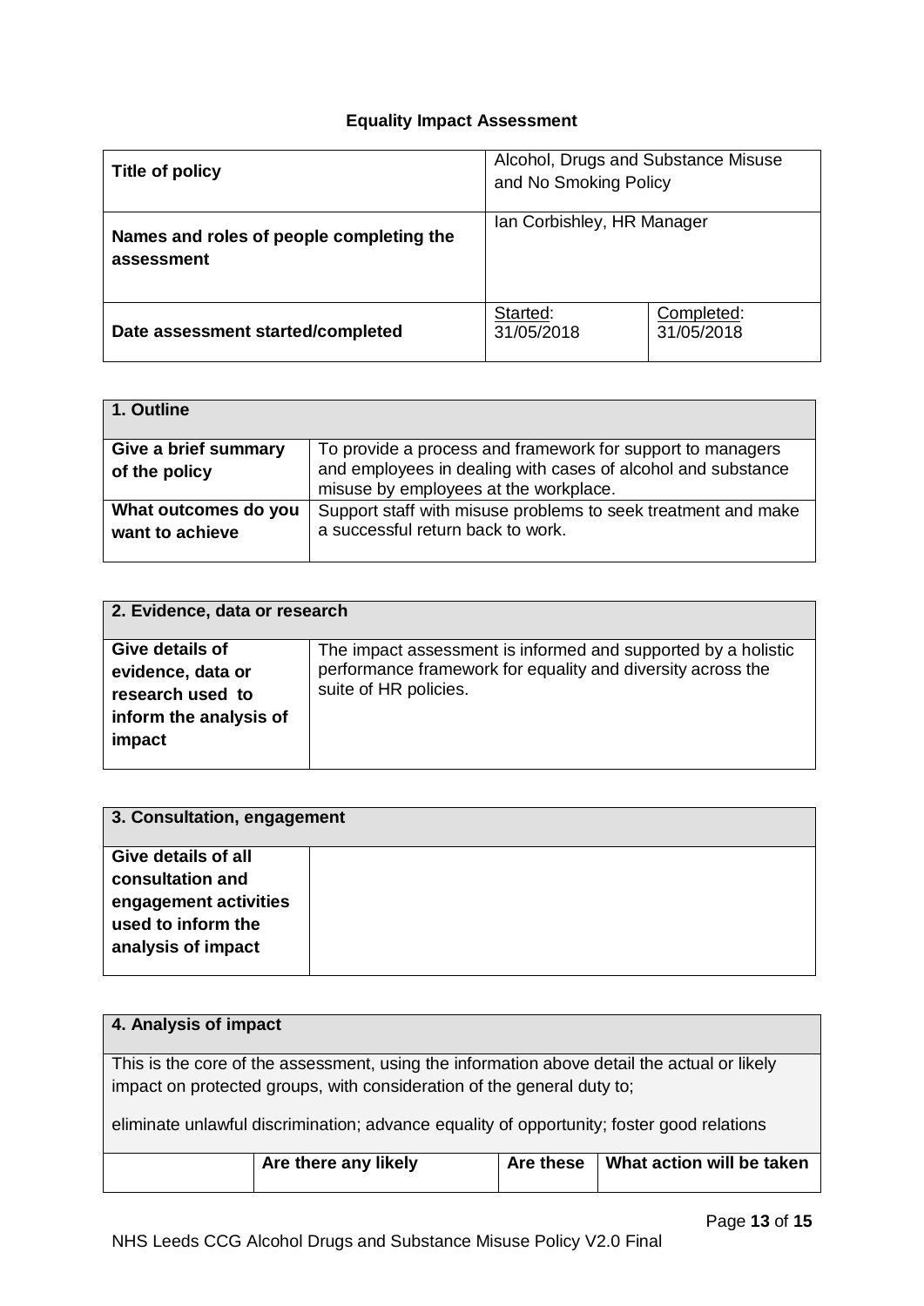**Equality Impact Assessment**

| Title of policy | Alcohol, Drugs and Substance Misuse and No Smoking Policy | |
|---|---|---|
| Names and roles of people completing the assessment | Ian Corbishley, HR Manager | |
| Date assessment started/completed | Started: 31/05/2018 | Completed: 31/05/2018 |

| 1. Outline | |
|---|---|
| Give a brief summary of the policy | To provide a process and framework for support to managers and employees in dealing with cases of alcohol and substance misuse by employees at the workplace. |
| What outcomes do you want to achieve | Support staff with misuse problems to seek treatment and make a successful return back to work. |

| 2. Evidence, data or research | |
|---|---|
| Give details of evidence, data or research used to inform the analysis of impact | The impact assessment is informed and supported by a holistic performance framework for equality and diversity across the suite of HR policies. |

| 3. Consultation, engagement | |
|---|---|
| Give details of all consultation and engagement activities used to inform the analysis of impact | |

**4. Analysis of impact**

This is the core of the assessment, using the information above detail the actual or likely impact on protected groups, with consideration of the general duty to;

eliminate unlawful discrimination; advance equality of opportunity; foster good relations

| | Are there any likely | Are these | What action will be taken |
|---|---|---|---|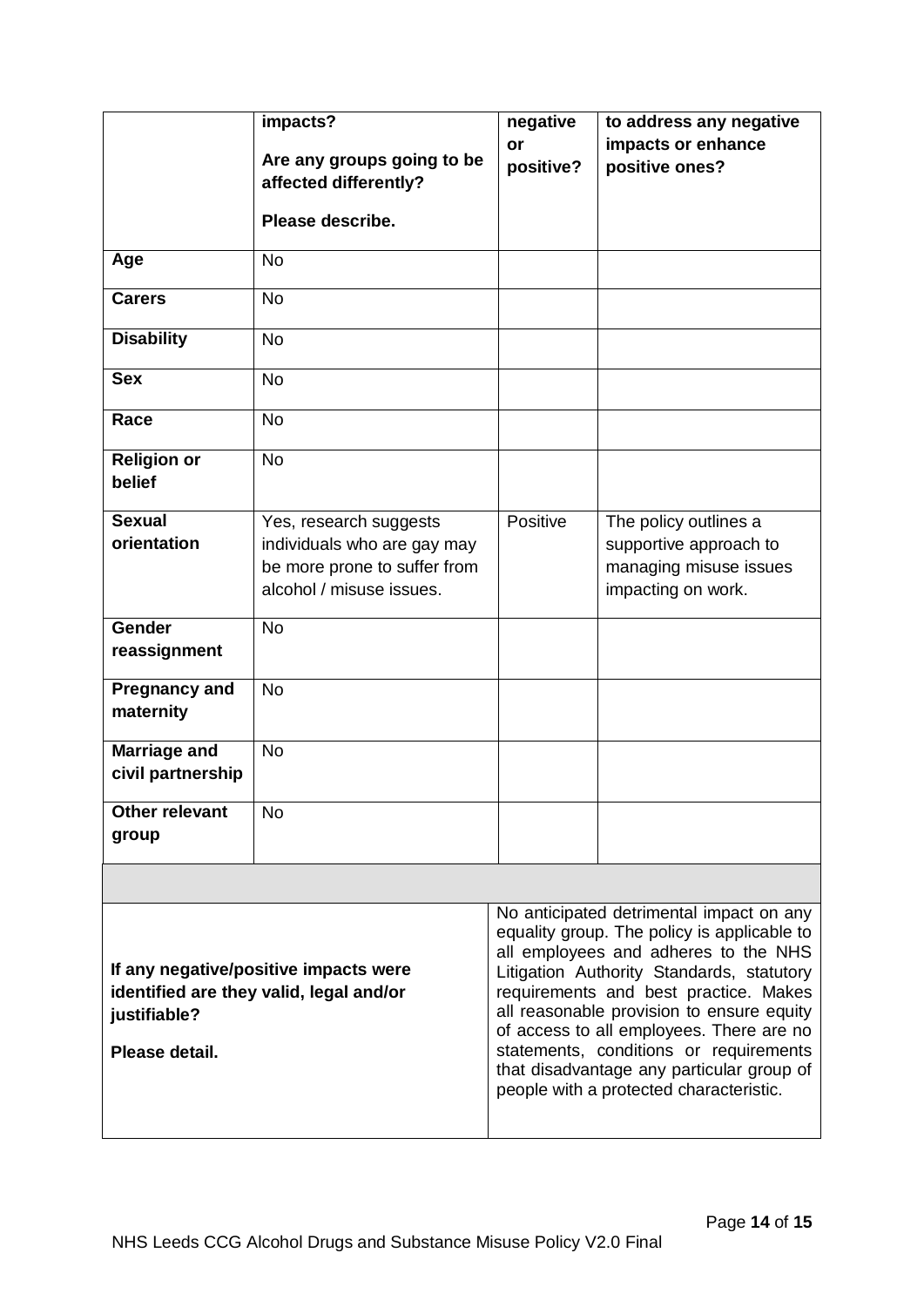| | impacts?<br><br>Are any groups going to be affected differently?<br><br>Please describe. | negative or positive? | to address any negative impacts or enhance positive ones? |
|---|---|---|---|
| **Age** | No | | |
| **Carers** | No | | |
| **Disability** | No | | |
| **Sex** | No | | |
| **Race** | No | | |
| **Religion or belief** | No | | |
| **Sexual orientation** | Yes, research suggests individuals who are gay may be more prone to suffer from alcohol / misuse issues. | Positive | The policy outlines a supportive approach to managing misuse issues impacting on work. |
| **Gender reassignment** | No | | |
| **Pregnancy and maternity** | No | | |
| **Marriage and civil partnership** | No | | |
| **Other relevant group** | No | | |

| | |
|---|---|
| **If any negative/positive impacts were identified are they valid, legal and/or justifiable?**<br><br>**Please detail.** | No anticipated detrimental impact on any equality group. The policy is applicable to all employees and adheres to the NHS Litigation Authority Standards, statutory requirements and best practice. Makes all reasonable provision to ensure equity of access to all employees. There are no statements, conditions or requirements that disadvantage any particular group of people with a protected characteristic. |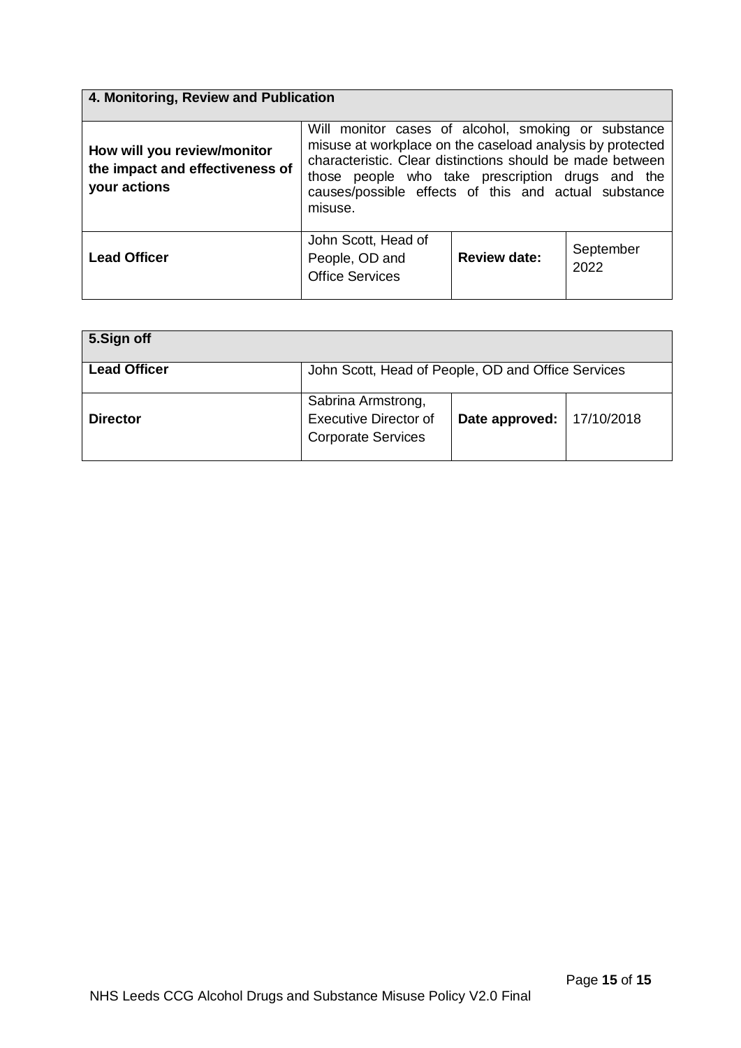| 4. Monitoring, Review and Publication | | | |
|---|---|---|---|
| **How will you review/monitor the impact and effectiveness of your actions** | Will monitor cases of alcohol, smoking or substance misuse at workplace on the caseload analysis by protected characteristic. Clear distinctions should be made between those people who take prescription drugs and the causes/possible effects of this and actual substance misuse. | | |
| **Lead Officer** | John Scott, Head of People, OD and Office Services | **Review date:** | September 2022 |

| 5.Sign off | | | |
|---|---|---|---|
| **Lead Officer** | John Scott, Head of People, OD and Office Services | | |
| **Director** | Sabrina Armstrong, Executive Director of Corporate Services | **Date approved:** | 17/10/2018 |

NHS Leeds CCG Alcohol Drugs and Substance Misuse Policy V2.0 Final